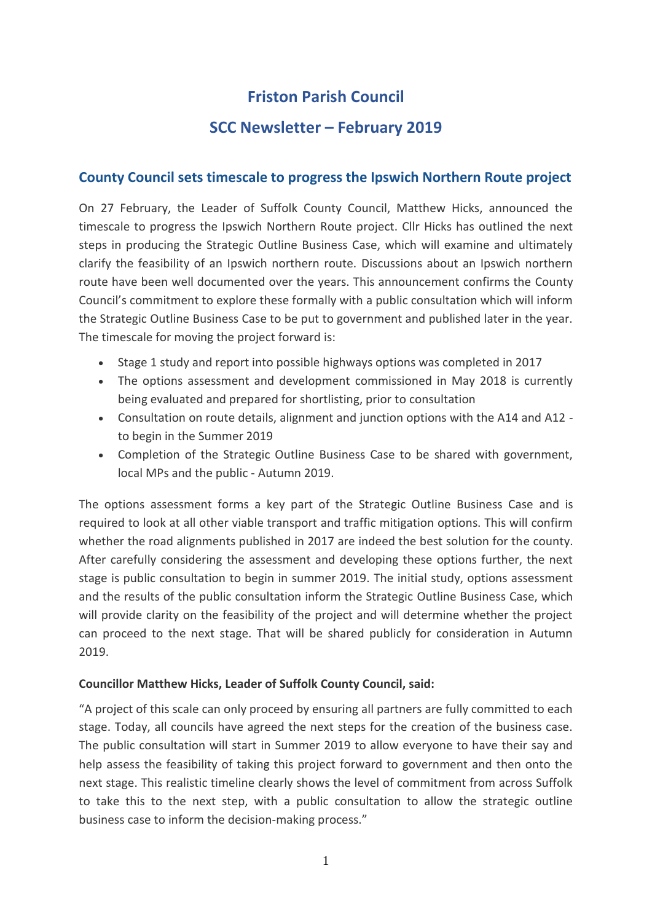# Friston Parish Council

# SCC Newsletter – February 2019

## County Council sets timescale to progress the Ipswich Northern Route project

On 27 February, the Leader of Suffolk County Council, Matthew Hicks, announced the timescale to progress the Ipswich Northern Route project. Cllr Hicks has outlined the next steps in producing the Strategic Outline Business Case, which will examine and ultimately clarify the feasibility of an Ipswich northern route. Discussions about an Ipswich northern route have been well documented over the years. This announcement confirms the County Council's commitment to explore these formally with a public consultation which will inform the Strategic Outline Business Case to be put to government and published later in the year. The timescale for moving the project forward is:

- Stage 1 study and report into possible highways options was completed in 2017
- The options assessment and development commissioned in May 2018 is currently being evaluated and prepared for shortlisting, prior to consultation
- Consultation on route details, alignment and junction options with the A14 and A12 - to begin in the Summer 2019
- Completion of the Strategic Outline Business Case to be shared with government, local MPs and the public - Autumn 2019.

The options assessment forms a key part of the Strategic Outline Business Case and is required to look at all other viable transport and traffic mitigation options. This will confirm whether the road alignments published in 2017 are indeed the best solution for the county. After carefully considering the assessment and developing these options further, the next stage is public consultation to begin in summer 2019. The initial study, options assessment and the results of the public consultation inform the Strategic Outline Business Case, which will provide clarity on the feasibility of the project and will determine whether the project can proceed to the next stage. That will be shared publicly for consideration in Autumn 2019.

**Councillor Matthew Hicks, Leader of Suffolk County Council, said:**

"A project of this scale can only proceed by ensuring all partners are fully committed to each stage. Today, all councils have agreed the next steps for the creation of the business case. The public consultation will start in Summer 2019 to allow everyone to have their say and help assess the feasibility of taking this project forward to government and then onto the next stage. This realistic timeline clearly shows the level of commitment from across Suffolk to take this to the next step, with a public consultation to allow the strategic outline business case to inform the decision-making process."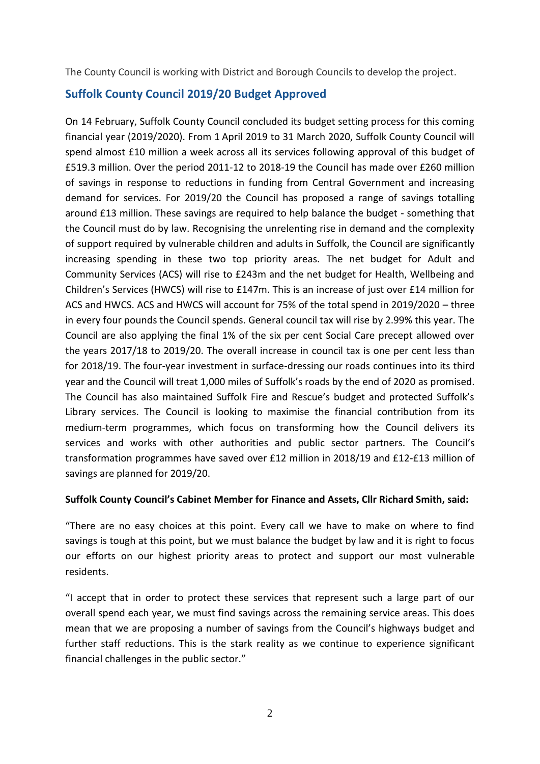The County Council is working with District and Borough Councils to develop the project.

## Suffolk County Council 2019/20 Budget Approved

On 14 February, Suffolk County Council concluded its budget setting process for this coming financial year (2019/2020). From 1 April 2019 to 31 March 2020, Suffolk County Council will spend almost £10 million a week across all its services following approval of this budget of £519.3 million. Over the period 2011-12 to 2018-19 the Council has made over £260 million of savings in response to reductions in funding from Central Government and increasing demand for services. For 2019/20 the Council has proposed a range of savings totalling around £13 million. These savings are required to help balance the budget - something that the Council must do by law. Recognising the unrelenting rise in demand and the complexity of support required by vulnerable children and adults in Suffolk, the Council are significantly increasing spending in these two top priority areas. The net budget for Adult and Community Services (ACS) will rise to £243m and the net budget for Health, Wellbeing and Children's Services (HWCS) will rise to £147m. This is an increase of just over £14 million for ACS and HWCS. ACS and HWCS will account for 75% of the total spend in 2019/2020 – three in every four pounds the Council spends. General council tax will rise by 2.99% this year. The Council are also applying the final 1% of the six per cent Social Care precept allowed over the years 2017/18 to 2019/20. The overall increase in council tax is one per cent less than for 2018/19. The four-year investment in surface-dressing our roads continues into its third year and the Council will treat 1,000 miles of Suffolk's roads by the end of 2020 as promised. The Council has also maintained Suffolk Fire and Rescue's budget and protected Suffolk's Library services. The Council is looking to maximise the financial contribution from its medium-term programmes, which focus on transforming how the Council delivers its services and works with other authorities and public sector partners. The Council's transformation programmes have saved over £12 million in 2018/19 and £12-£13 million of savings are planned for 2019/20.

**Suffolk County Council's Cabinet Member for Finance and Assets, Cllr Richard Smith, said:**

"There are no easy choices at this point. Every call we have to make on where to find savings is tough at this point, but we must balance the budget by law and it is right to focus our efforts on our highest priority areas to protect and support our most vulnerable residents.

"I accept that in order to protect these services that represent such a large part of our overall spend each year, we must find savings across the remaining service areas. This does mean that we are proposing a number of savings from the Council's highways budget and further staff reductions. This is the stark reality as we continue to experience significant financial challenges in the public sector."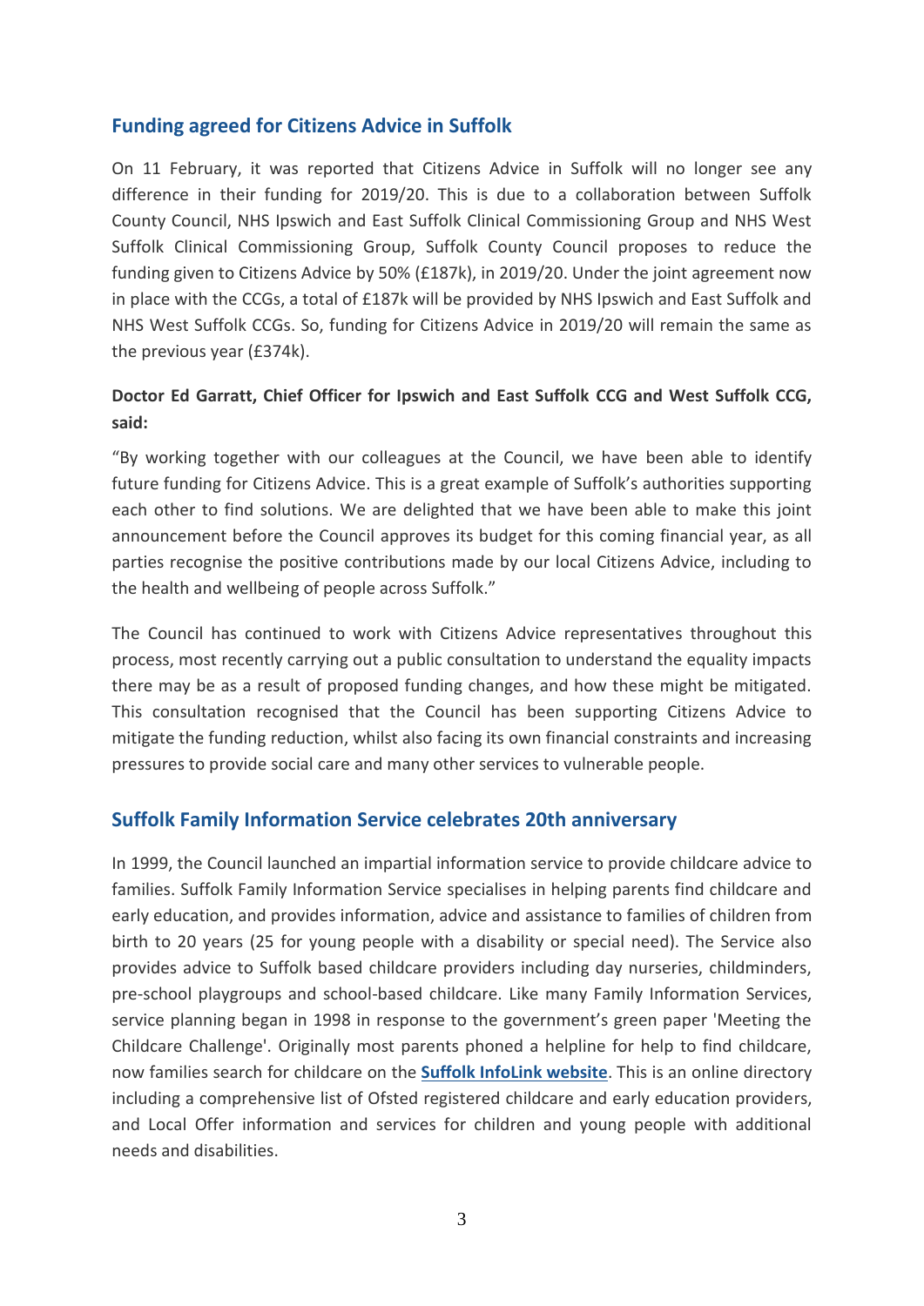## Funding agreed for Citizens Advice in Suffolk

On 11 February, it was reported that Citizens Advice in Suffolk will no longer see any difference in their funding for 2019/20. This is due to a collaboration between Suffolk County Council, NHS Ipswich and East Suffolk Clinical Commissioning Group and NHS West Suffolk Clinical Commissioning Group, Suffolk County Council proposes to reduce the funding given to Citizens Advice by 50% (£187k), in 2019/20. Under the joint agreement now in place with the CCGs, a total of £187k will be provided by NHS Ipswich and East Suffolk and NHS West Suffolk CCGs. So, funding for Citizens Advice in 2019/20 will remain the same as the previous year (£374k).

**Doctor Ed Garratt, Chief Officer for Ipswich and East Suffolk CCG and West Suffolk CCG, said:**

"By working together with our colleagues at the Council, we have been able to identify future funding for Citizens Advice. This is a great example of Suffolk's authorities supporting each other to find solutions. We are delighted that we have been able to make this joint announcement before the Council approves its budget for this coming financial year, as all parties recognise the positive contributions made by our local Citizens Advice, including to the health and wellbeing of people across Suffolk."

The Council has continued to work with Citizens Advice representatives throughout this process, most recently carrying out a public consultation to understand the equality impacts there may be as a result of proposed funding changes, and how these might be mitigated. This consultation recognised that the Council has been supporting Citizens Advice to mitigate the funding reduction, whilst also facing its own financial constraints and increasing pressures to provide social care and many other services to vulnerable people.

## Suffolk Family Information Service celebrates 20th anniversary

In 1999, the Council launched an impartial information service to provide childcare advice to families. Suffolk Family Information Service specialises in helping parents find childcare and early education, and provides information, advice and assistance to families of children from birth to 20 years (25 for young people with a disability or special need). The Service also provides advice to Suffolk based childcare providers including day nurseries, childminders, pre-school playgroups and school-based childcare. Like many Family Information Services, service planning began in 1998 in response to the government's green paper 'Meeting the Childcare Challenge'. Originally most parents phoned a helpline for help to find childcare, now families search for childcare on the **Suffolk InfoLink website**. This is an online directory including a comprehensive list of Ofsted registered childcare and early education providers, and Local Offer information and services for children and young people with additional needs and disabilities.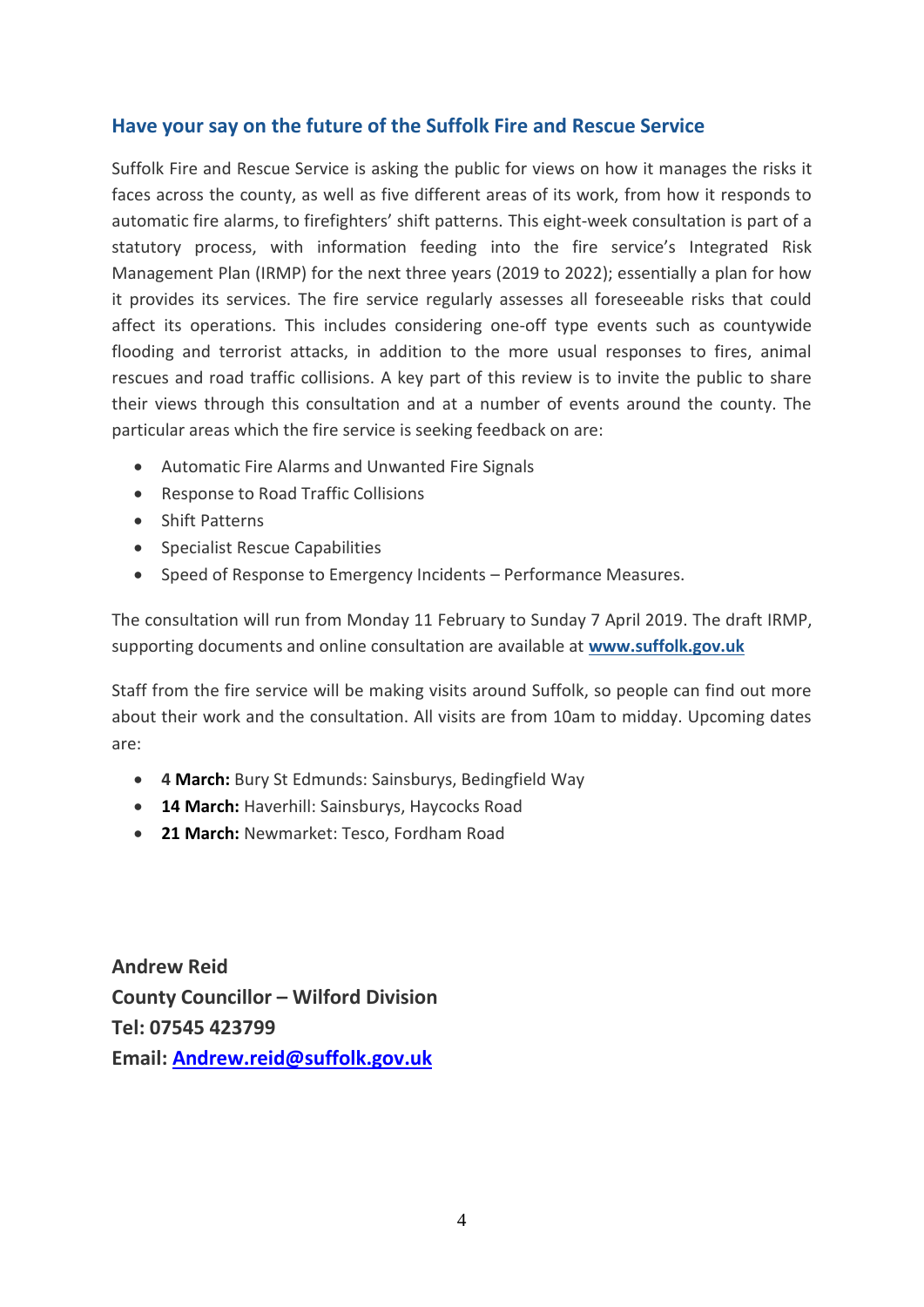## Have your say on the future of the Suffolk Fire and Rescue Service

Suffolk Fire and Rescue Service is asking the public for views on how it manages the risks it faces across the county, as well as five different areas of its work, from how it responds to automatic fire alarms, to firefighters' shift patterns. This eight-week consultation is part of a statutory process, with information feeding into the fire service's Integrated Risk Management Plan (IRMP) for the next three years (2019 to 2022); essentially a plan for how it provides its services. The fire service regularly assesses all foreseeable risks that could affect its operations. This includes considering one-off type events such as countywide flooding and terrorist attacks, in addition to the more usual responses to fires, animal rescues and road traffic collisions. A key part of this review is to invite the public to share their views through this consultation and at a number of events around the county. The particular areas which the fire service is seeking feedback on are:

- Automatic Fire Alarms and Unwanted Fire Signals
- Response to Road Traffic Collisions
- Shift Patterns
- Specialist Rescue Capabilities
- Speed of Response to Emergency Incidents – Performance Measures.

The consultation will run from Monday 11 February to Sunday 7 April 2019. The draft IRMP, supporting documents and online consultation are available at **[www.suffolk.gov.uk](http://www.suffolk.gov.uk)**

Staff from the fire service will be making visits around Suffolk, so people can find out more about their work and the consultation. All visits are from 10am to midday. Upcoming dates are:

- **4 March:** Bury St Edmunds: Sainsburys, Bedingfield Way
- **14 March:** Haverhill: Sainsburys, Haycocks Road
- **21 March:** Newmarket: Tesco, Fordham Road

**Andrew Reid**
**County Councillor – Wilford Division**
**Tel: 07545 423799**
**Email: [Andrew.reid@suffolk.gov.uk](mailto:Andrew.reid@suffolk.gov.uk)**